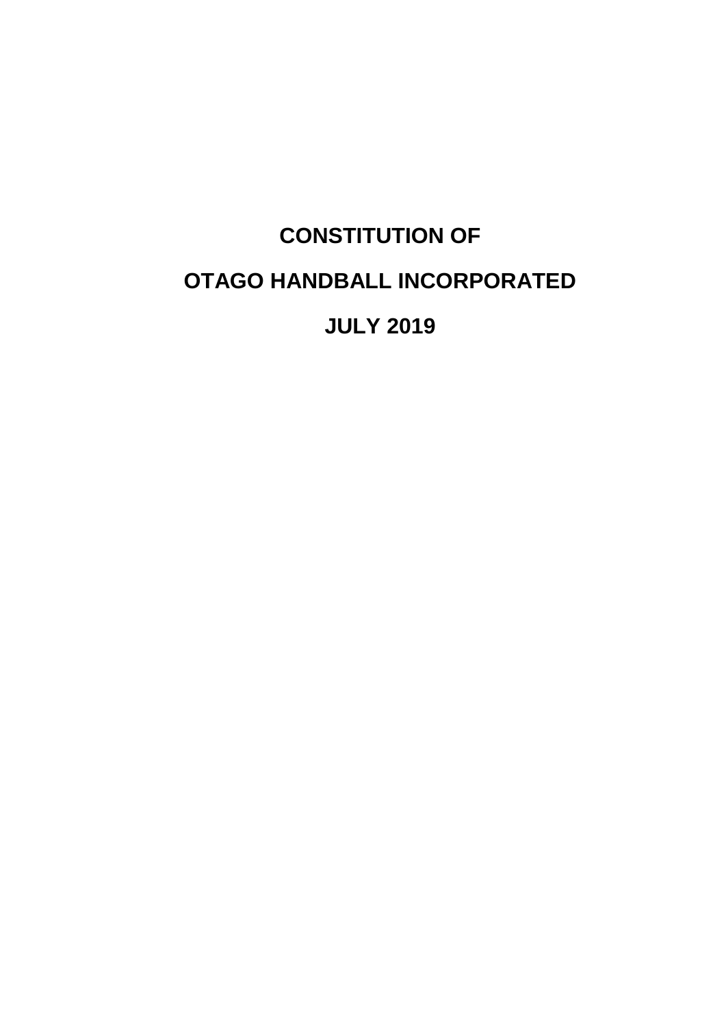# CONSTITUTION OF

# OTAGO HANDBALL INCORPORATED

# JULY 2019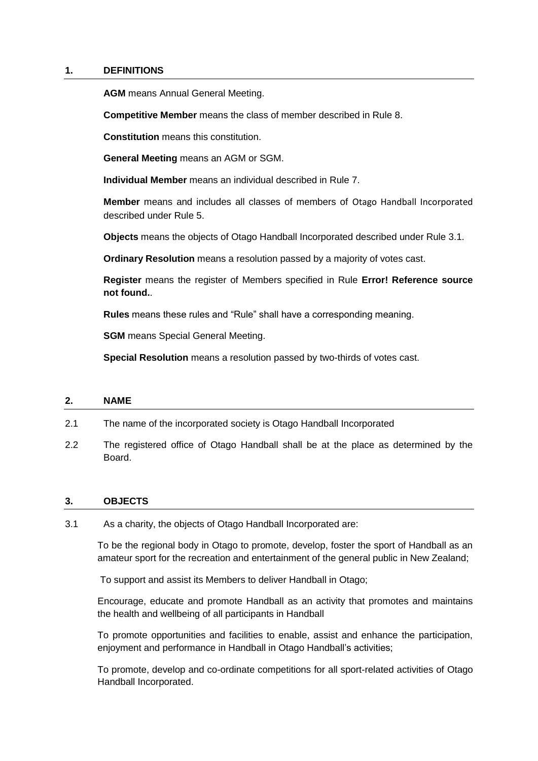## 1. DEFINITIONS

**AGM** means Annual General Meeting.

**Competitive Member** means the class of member described in Rule 8.

**Constitution** means this constitution.

**General Meeting** means an AGM or SGM.

**Individual Member** means an individual described in Rule 7.

**Member** means and includes all classes of members of Otago Handball Incorporated described under Rule 5.

**Objects** means the objects of Otago Handball Incorporated described under Rule 3.1.

**Ordinary Resolution** means a resolution passed by a majority of votes cast.

**Register** means the register of Members specified in Rule **Error! Reference source not found.**.

**Rules** means these rules and "Rule" shall have a corresponding meaning.

**SGM** means Special General Meeting.

**Special Resolution** means a resolution passed by two-thirds of votes cast.

## 2. NAME

2.1 The name of the incorporated society is Otago Handball Incorporated

2.2 The registered office of Otago Handball shall be at the place as determined by the Board.

## 3. OBJECTS

3.1 As a charity, the objects of Otago Handball Incorporated are:

To be the regional body in Otago to promote, develop, foster the sport of Handball as an amateur sport for the recreation and entertainment of the general public in New Zealand;

To support and assist its Members to deliver Handball in Otago;

Encourage, educate and promote Handball as an activity that promotes and maintains the health and wellbeing of all participants in Handball

To promote opportunities and facilities to enable, assist and enhance the participation, enjoyment and performance in Handball in Otago Handball's activities;

To promote, develop and co-ordinate competitions for all sport-related activities of Otago Handball Incorporated.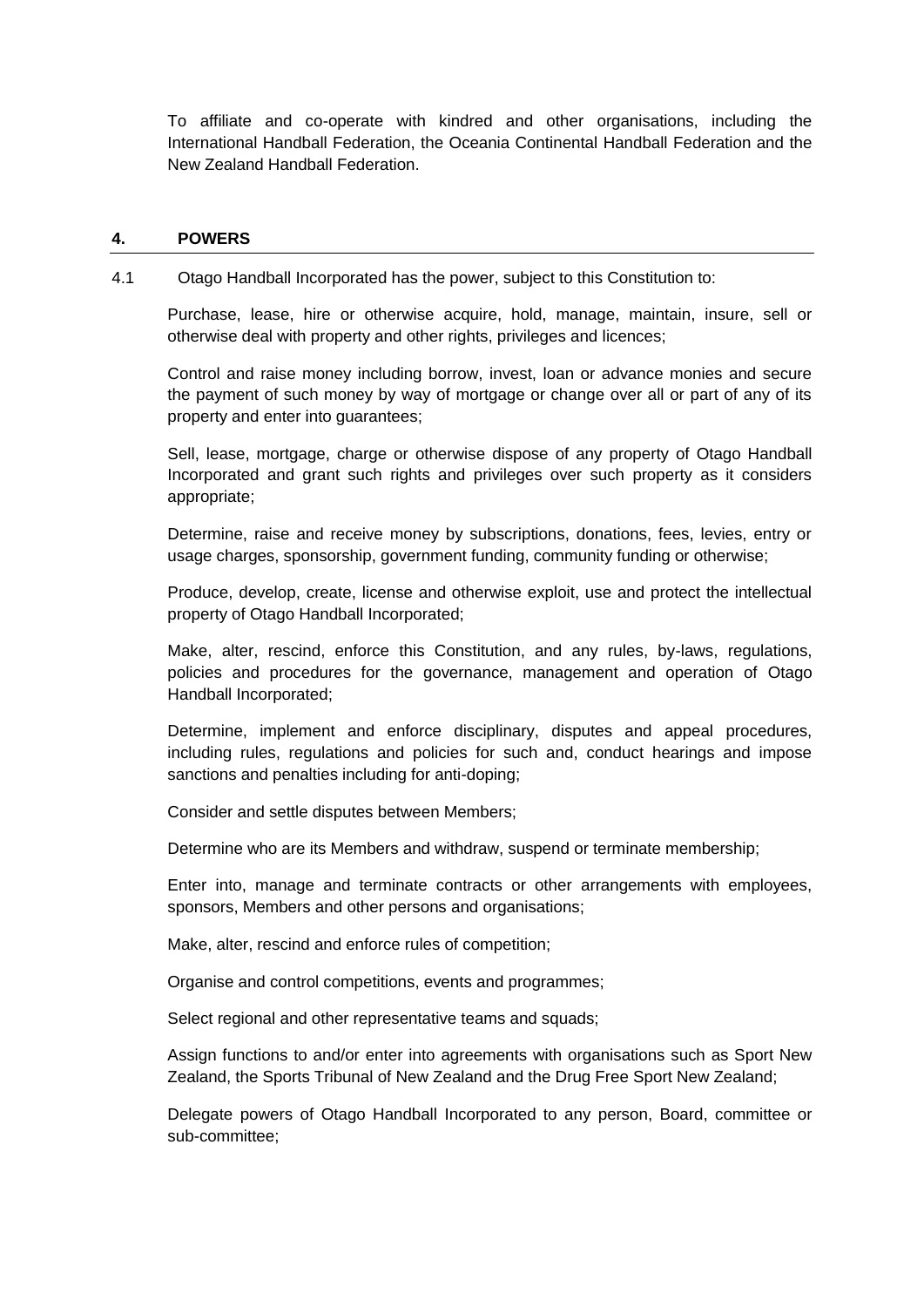To affiliate and co-operate with kindred and other organisations, including the International Handball Federation, the Oceania Continental Handball Federation and the New Zealand Handball Federation.

## 4. POWERS

4.1 Otago Handball Incorporated has the power, subject to this Constitution to:

Purchase, lease, hire or otherwise acquire, hold, manage, maintain, insure, sell or otherwise deal with property and other rights, privileges and licences;

Control and raise money including borrow, invest, loan or advance monies and secure the payment of such money by way of mortgage or change over all or part of any of its property and enter into guarantees;

Sell, lease, mortgage, charge or otherwise dispose of any property of Otago Handball Incorporated and grant such rights and privileges over such property as it considers appropriate;

Determine, raise and receive money by subscriptions, donations, fees, levies, entry or usage charges, sponsorship, government funding, community funding or otherwise;

Produce, develop, create, license and otherwise exploit, use and protect the intellectual property of Otago Handball Incorporated;

Make, alter, rescind, enforce this Constitution, and any rules, by-laws, regulations, policies and procedures for the governance, management and operation of Otago Handball Incorporated;

Determine, implement and enforce disciplinary, disputes and appeal procedures, including rules, regulations and policies for such and, conduct hearings and impose sanctions and penalties including for anti-doping;

Consider and settle disputes between Members;

Determine who are its Members and withdraw, suspend or terminate membership;

Enter into, manage and terminate contracts or other arrangements with employees, sponsors, Members and other persons and organisations;

Make, alter, rescind and enforce rules of competition;

Organise and control competitions, events and programmes;

Select regional and other representative teams and squads;

Assign functions to and/or enter into agreements with organisations such as Sport New Zealand, the Sports Tribunal of New Zealand and the Drug Free Sport New Zealand;

Delegate powers of Otago Handball Incorporated to any person, Board, committee or sub-committee;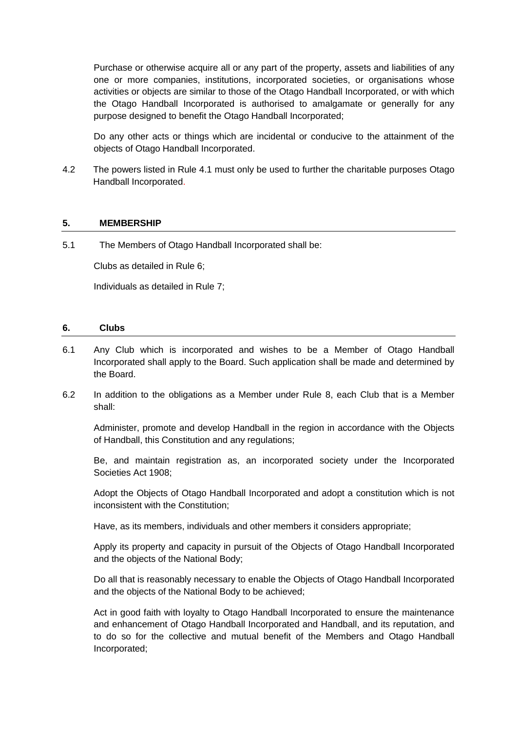Purchase or otherwise acquire all or any part of the property, assets and liabilities of any one or more companies, institutions, incorporated societies, or organisations whose activities or objects are similar to those of the Otago Handball Incorporated, or with which the Otago Handball Incorporated is authorised to amalgamate or generally for any purpose designed to benefit the Otago Handball Incorporated;

Do any other acts or things which are incidental or conducive to the attainment of the objects of Otago Handball Incorporated.

4.2 The powers listed in Rule 4.1 must only be used to further the charitable purposes Otago Handball Incorporated.

## 5. MEMBERSHIP

5.1 The Members of Otago Handball Incorporated shall be:

Clubs as detailed in Rule 6;

Individuals as detailed in Rule 7;

## 6. Clubs

6.1 Any Club which is incorporated and wishes to be a Member of Otago Handball Incorporated shall apply to the Board. Such application shall be made and determined by the Board.

6.2 In addition to the obligations as a Member under Rule 8, each Club that is a Member shall:

Administer, promote and develop Handball in the region in accordance with the Objects of Handball, this Constitution and any regulations;

Be, and maintain registration as, an incorporated society under the Incorporated Societies Act 1908;

Adopt the Objects of Otago Handball Incorporated and adopt a constitution which is not inconsistent with the Constitution;

Have, as its members, individuals and other members it considers appropriate;

Apply its property and capacity in pursuit of the Objects of Otago Handball Incorporated and the objects of the National Body;

Do all that is reasonably necessary to enable the Objects of Otago Handball Incorporated and the objects of the National Body to be achieved;

Act in good faith with loyalty to Otago Handball Incorporated to ensure the maintenance and enhancement of Otago Handball Incorporated and Handball, and its reputation, and to do so for the collective and mutual benefit of the Members and Otago Handball Incorporated;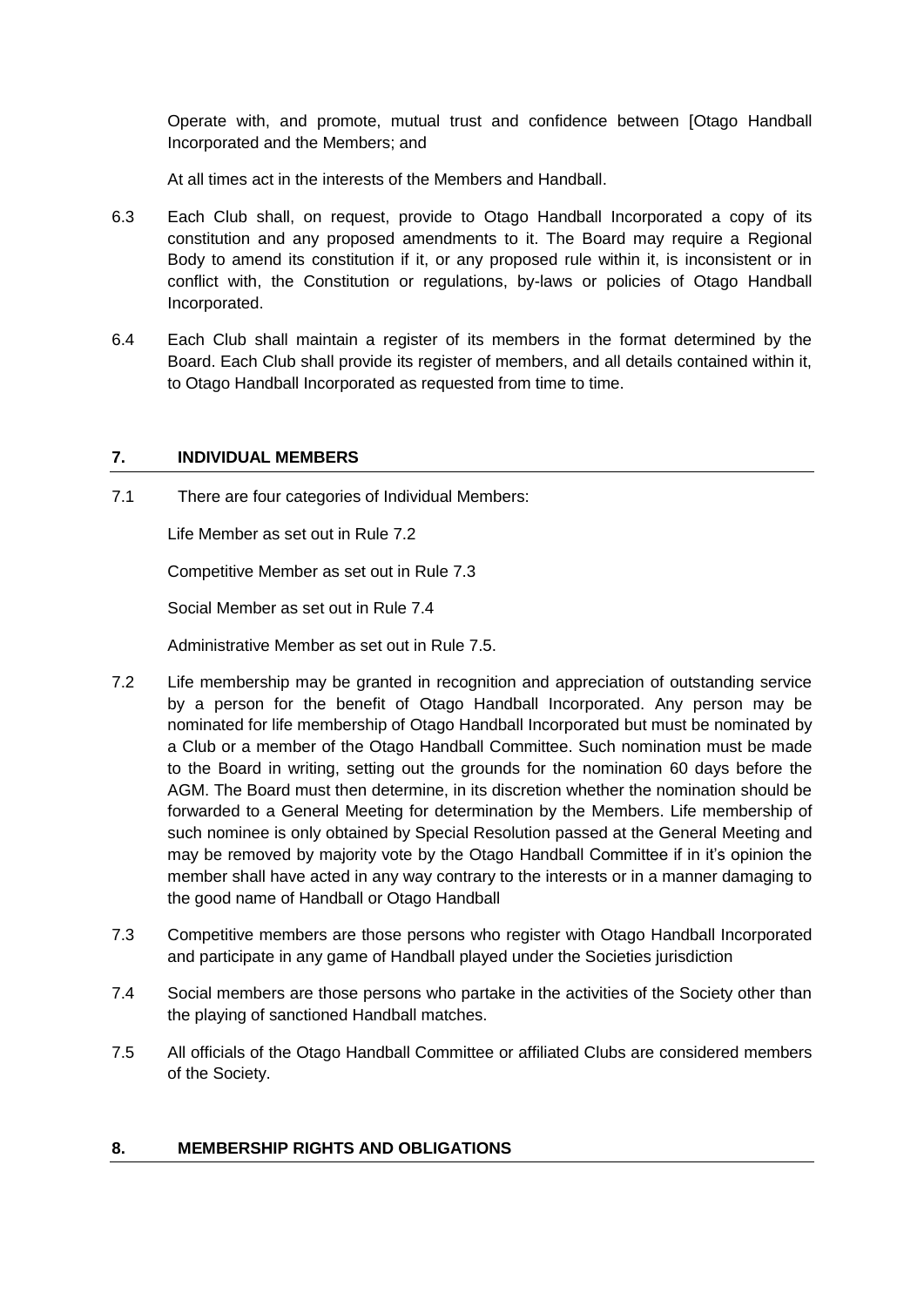Operate with, and promote, mutual trust and confidence between [Otago Handball Incorporated and the Members; and

At all times act in the interests of the Members and Handball.

6.3 Each Club shall, on request, provide to Otago Handball Incorporated a copy of its constitution and any proposed amendments to it. The Board may require a Regional Body to amend its constitution if it, or any proposed rule within it, is inconsistent or in conflict with, the Constitution or regulations, by-laws or policies of Otago Handball Incorporated.

6.4 Each Club shall maintain a register of its members in the format determined by the Board. Each Club shall provide its register of members, and all details contained within it, to Otago Handball Incorporated as requested from time to time.

## 7. INDIVIDUAL MEMBERS

7.1 There are four categories of Individual Members:

Life Member as set out in Rule 7.2

Competitive Member as set out in Rule 7.3

Social Member as set out in Rule 7.4

Administrative Member as set out in Rule 7.5.

7.2 Life membership may be granted in recognition and appreciation of outstanding service by a person for the benefit of Otago Handball Incorporated. Any person may be nominated for life membership of Otago Handball Incorporated but must be nominated by a Club or a member of the Otago Handball Committee. Such nomination must be made to the Board in writing, setting out the grounds for the nomination 60 days before the AGM. The Board must then determine, in its discretion whether the nomination should be forwarded to a General Meeting for determination by the Members. Life membership of such nominee is only obtained by Special Resolution passed at the General Meeting and may be removed by majority vote by the Otago Handball Committee if in it's opinion the member shall have acted in any way contrary to the interests or in a manner damaging to the good name of Handball or Otago Handball

7.3 Competitive members are those persons who register with Otago Handball Incorporated and participate in any game of Handball played under the Societies jurisdiction

7.4 Social members are those persons who partake in the activities of the Society other than the playing of sanctioned Handball matches.

7.5 All officials of the Otago Handball Committee or affiliated Clubs are considered members of the Society.

## 8. MEMBERSHIP RIGHTS AND OBLIGATIONS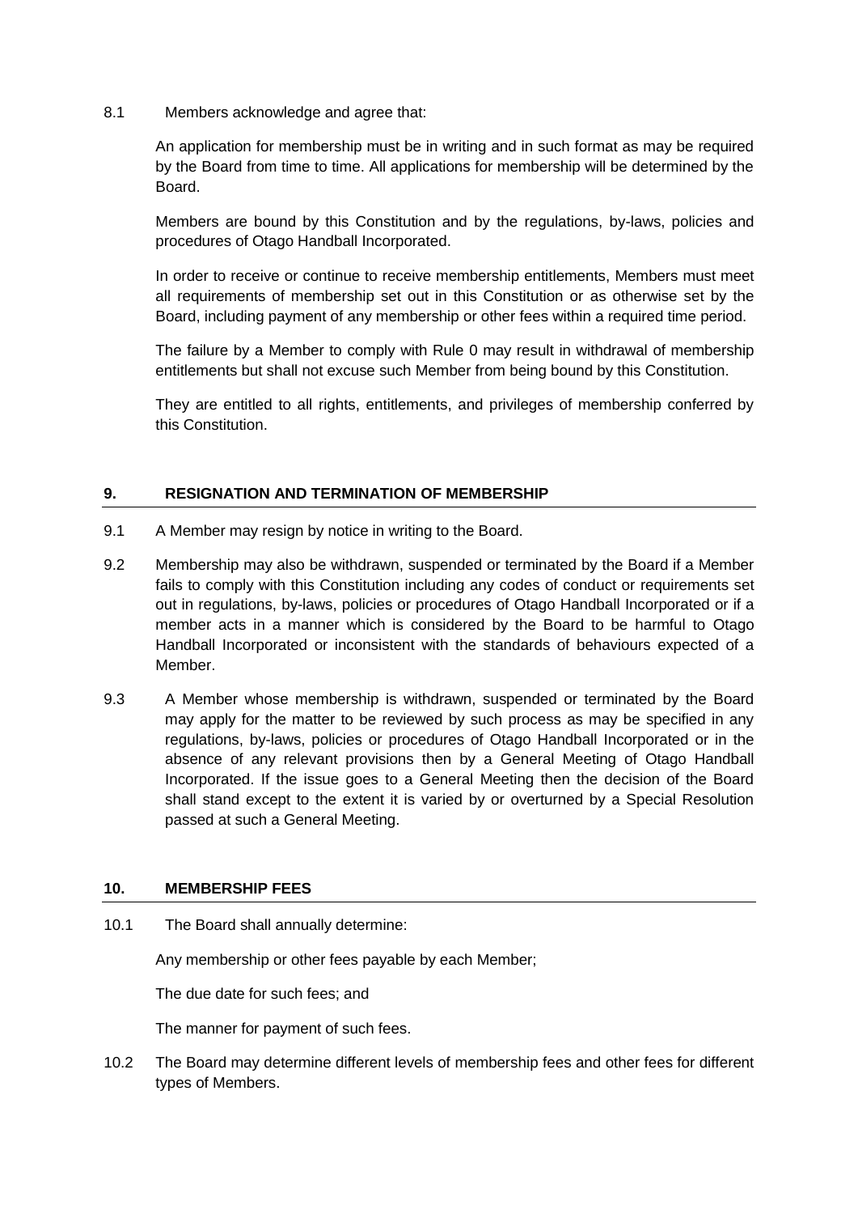8.1 Members acknowledge and agree that:

An application for membership must be in writing and in such format as may be required by the Board from time to time. All applications for membership will be determined by the Board.

Members are bound by this Constitution and by the regulations, by-laws, policies and procedures of Otago Handball Incorporated.

In order to receive or continue to receive membership entitlements, Members must meet all requirements of membership set out in this Constitution or as otherwise set by the Board, including payment of any membership or other fees within a required time period.

The failure by a Member to comply with Rule 0 may result in withdrawal of membership entitlements but shall not excuse such Member from being bound by this Constitution.

They are entitled to all rights, entitlements, and privileges of membership conferred by this Constitution.

## 9. RESIGNATION AND TERMINATION OF MEMBERSHIP

9.1 A Member may resign by notice in writing to the Board.

9.2 Membership may also be withdrawn, suspended or terminated by the Board if a Member fails to comply with this Constitution including any codes of conduct or requirements set out in regulations, by-laws, policies or procedures of Otago Handball Incorporated or if a member acts in a manner which is considered by the Board to be harmful to Otago Handball Incorporated or inconsistent with the standards of behaviours expected of a Member.

9.3 A Member whose membership is withdrawn, suspended or terminated by the Board may apply for the matter to be reviewed by such process as may be specified in any regulations, by-laws, policies or procedures of Otago Handball Incorporated or in the absence of any relevant provisions then by a General Meeting of Otago Handball Incorporated. If the issue goes to a General Meeting then the decision of the Board shall stand except to the extent it is varied by or overturned by a Special Resolution passed at such a General Meeting.

## 10. MEMBERSHIP FEES

10.1 The Board shall annually determine:

Any membership or other fees payable by each Member;

The due date for such fees; and

The manner for payment of such fees.

10.2 The Board may determine different levels of membership fees and other fees for different types of Members.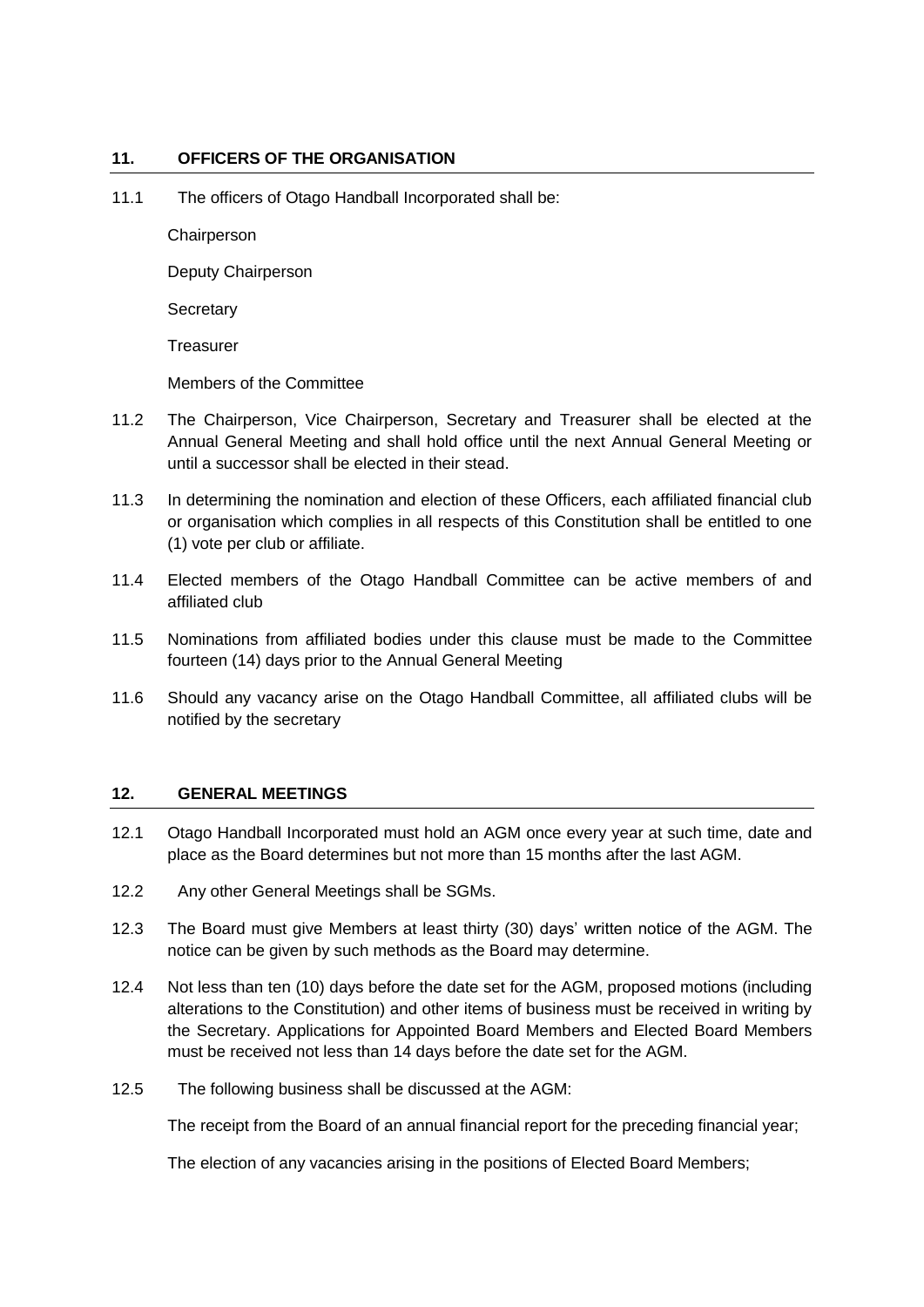## 11. OFFICERS OF THE ORGANISATION

11.1 The officers of Otago Handball Incorporated shall be:

Chairperson

Deputy Chairperson

Secretary

Treasurer

Members of the Committee

11.2 The Chairperson, Vice Chairperson, Secretary and Treasurer shall be elected at the Annual General Meeting and shall hold office until the next Annual General Meeting or until a successor shall be elected in their stead.

11.3 In determining the nomination and election of these Officers, each affiliated financial club or organisation which complies in all respects of this Constitution shall be entitled to one (1) vote per club or affiliate.

11.4 Elected members of the Otago Handball Committee can be active members of and affiliated club

11.5 Nominations from affiliated bodies under this clause must be made to the Committee fourteen (14) days prior to the Annual General Meeting

11.6 Should any vacancy arise on the Otago Handball Committee, all affiliated clubs will be notified by the secretary

## 12. GENERAL MEETINGS

12.1 Otago Handball Incorporated must hold an AGM once every year at such time, date and place as the Board determines but not more than 15 months after the last AGM.

12.2 Any other General Meetings shall be SGMs.

12.3 The Board must give Members at least thirty (30) days' written notice of the AGM. The notice can be given by such methods as the Board may determine.

12.4 Not less than ten (10) days before the date set for the AGM, proposed motions (including alterations to the Constitution) and other items of business must be received in writing by the Secretary. Applications for Appointed Board Members and Elected Board Members must be received not less than 14 days before the date set for the AGM.

12.5 The following business shall be discussed at the AGM:

The receipt from the Board of an annual financial report for the preceding financial year;

The election of any vacancies arising in the positions of Elected Board Members;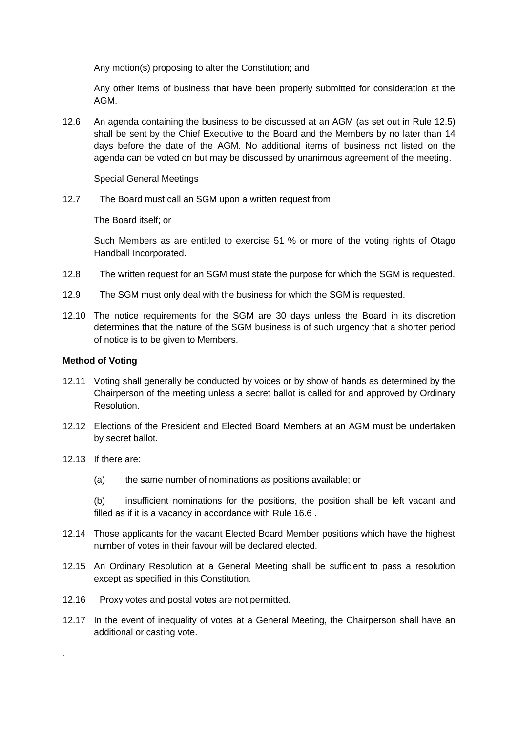Any motion(s) proposing to alter the Constitution; and

Any other items of business that have been properly submitted for consideration at the AGM.

12.6 An agenda containing the business to be discussed at an AGM (as set out in Rule 12.5) shall be sent by the Chief Executive to the Board and the Members by no later than 14 days before the date of the AGM. No additional items of business not listed on the agenda can be voted on but may be discussed by unanimous agreement of the meeting.

Special General Meetings

12.7 The Board must call an SGM upon a written request from:

The Board itself; or

Such Members as are entitled to exercise 51 % or more of the voting rights of Otago Handball Incorporated.

12.8 The written request for an SGM must state the purpose for which the SGM is requested.

12.9 The SGM must only deal with the business for which the SGM is requested.

12.10 The notice requirements for the SGM are 30 days unless the Board in its discretion determines that the nature of the SGM business is of such urgency that a shorter period of notice is to be given to Members.

**Method of Voting**

12.11 Voting shall generally be conducted by voices or by show of hands as determined by the Chairperson of the meeting unless a secret ballot is called for and approved by Ordinary Resolution.

12.12 Elections of the President and Elected Board Members at an AGM must be undertaken by secret ballot.

12.13 If there are:

(a) the same number of nominations as positions available; or

(b) insufficient nominations for the positions, the position shall be left vacant and filled as if it is a vacancy in accordance with Rule 16.6 .

12.14 Those applicants for the vacant Elected Board Member positions which have the highest number of votes in their favour will be declared elected.

12.15 An Ordinary Resolution at a General Meeting shall be sufficient to pass a resolution except as specified in this Constitution.

12.16 Proxy votes and postal votes are not permitted.

12.17 In the event of inequality of votes at a General Meeting, the Chairperson shall have an additional or casting vote.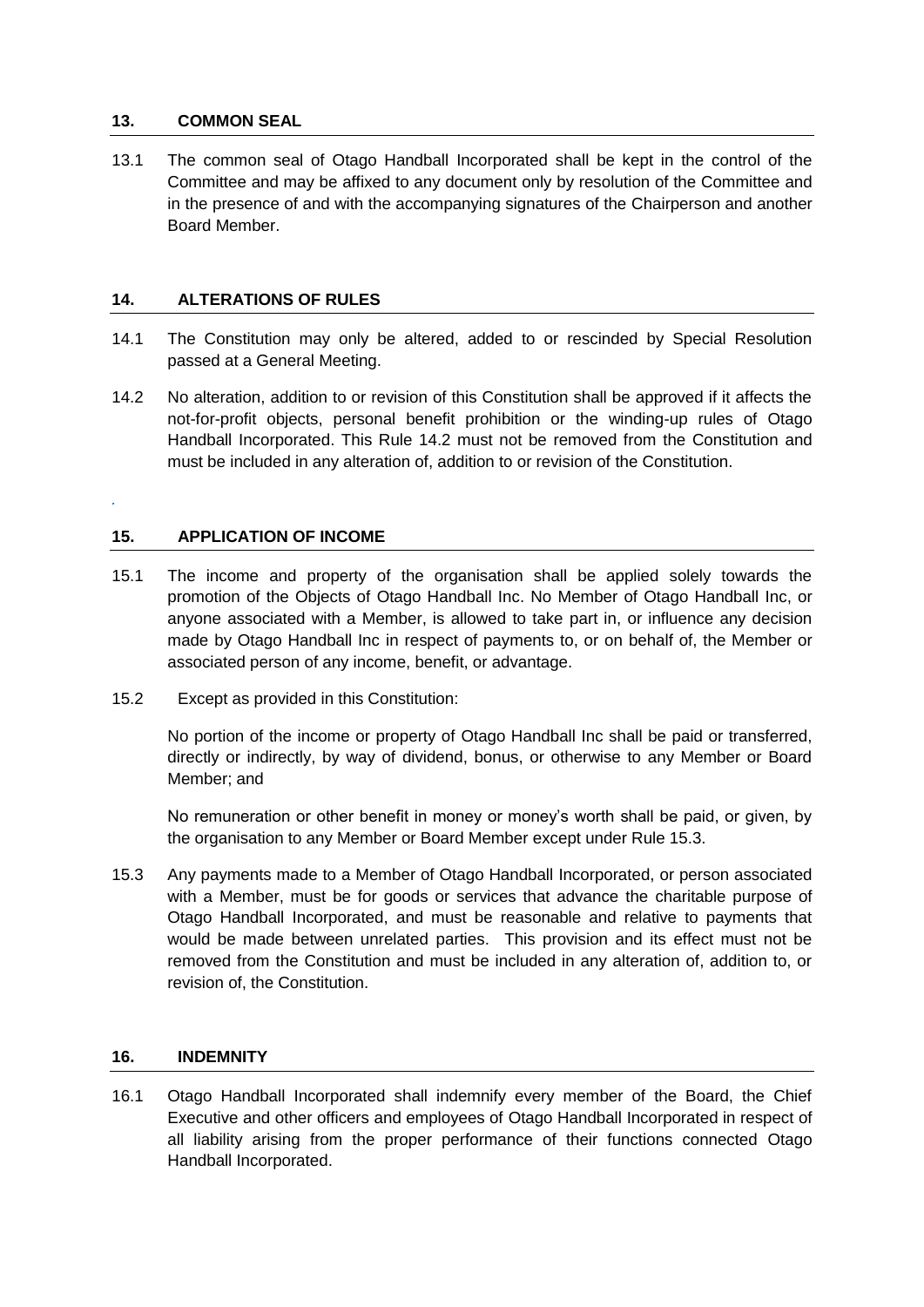## 13. COMMON SEAL

13.1 The common seal of Otago Handball Incorporated shall be kept in the control of the Committee and may be affixed to any document only by resolution of the Committee and in the presence of and with the accompanying signatures of the Chairperson and another Board Member.

## 14. ALTERATIONS OF RULES

14.1 The Constitution may only be altered, added to or rescinded by Special Resolution passed at a General Meeting.

14.2 No alteration, addition to or revision of this Constitution shall be approved if it affects the not-for-profit objects, personal benefit prohibition or the winding-up rules of Otago Handball Incorporated. This Rule 14.2 must not be removed from the Constitution and must be included in any alteration of, addition to or revision of the Constitution.

## 15. APPLICATION OF INCOME

15.1 The income and property of the organisation shall be applied solely towards the promotion of the Objects of Otago Handball Inc. No Member of Otago Handball Inc, or anyone associated with a Member, is allowed to take part in, or influence any decision made by Otago Handball Inc in respect of payments to, or on behalf of, the Member or associated person of any income, benefit, or advantage.

15.2 Except as provided in this Constitution:

No portion of the income or property of Otago Handball Inc shall be paid or transferred, directly or indirectly, by way of dividend, bonus, or otherwise to any Member or Board Member; and

No remuneration or other benefit in money or money's worth shall be paid, or given, by the organisation to any Member or Board Member except under Rule 15.3.

15.3 Any payments made to a Member of Otago Handball Incorporated, or person associated with a Member, must be for goods or services that advance the charitable purpose of Otago Handball Incorporated, and must be reasonable and relative to payments that would be made between unrelated parties. This provision and its effect must not be removed from the Constitution and must be included in any alteration of, addition to, or revision of, the Constitution.

## 16. INDEMNITY

16.1 Otago Handball Incorporated shall indemnify every member of the Board, the Chief Executive and other officers and employees of Otago Handball Incorporated in respect of all liability arising from the proper performance of their functions connected Otago Handball Incorporated.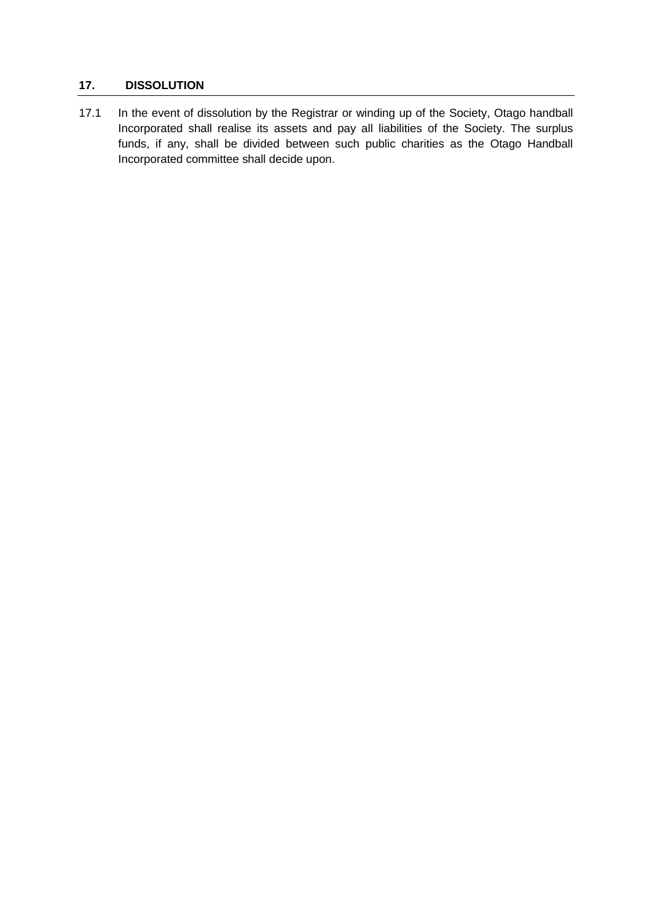## 17. DISSOLUTION

17.1 In the event of dissolution by the Registrar or winding up of the Society, Otago handball Incorporated shall realise its assets and pay all liabilities of the Society. The surplus funds, if any, shall be divided between such public charities as the Otago Handball Incorporated committee shall decide upon.